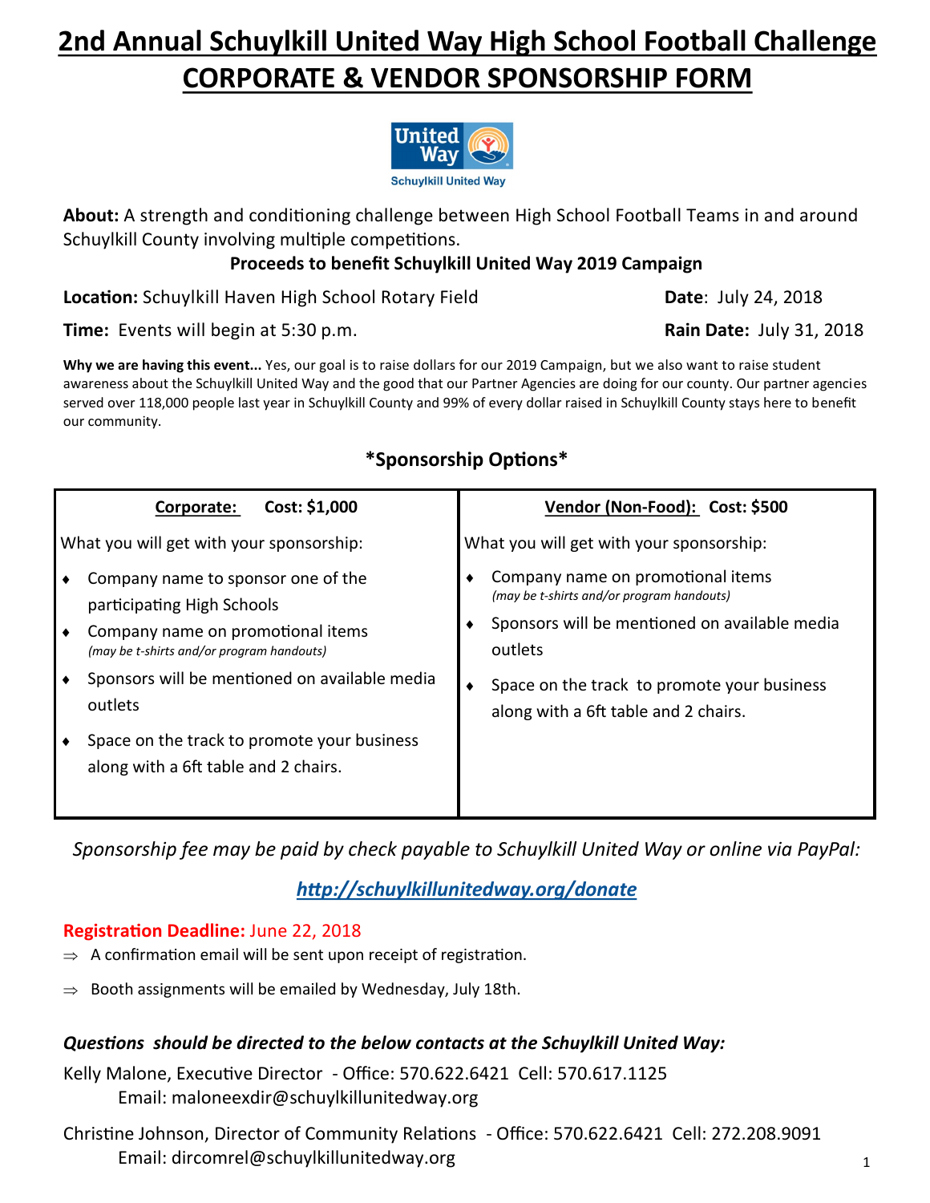# 2nd Annual Schuylkill United Way High School Football Challenge
# CORPORATE & VENDOR SPONSORSHIP FORM

Schuylkill United Way

**About:** A strength and conditioning challenge between High School Football Teams in and around Schuylkill County involving multiple competitions.

**Proceeds to benefit Schuylkill United Way 2019 Campaign**

**Location:** Schuylkill Haven High School Rotary Field

**Date**: July 24, 2018

**Time:** Events will begin at 5:30 p.m.

**Rain Date:** July 31, 2018

**Why we are having this event...** Yes, our goal is to raise dollars for our 2019 Campaign, but we also want to raise student awareness about the Schuylkill United Way and the good that our Partner Agencies are doing for our county. Our partner agencies served over 118,000 people last year in Schuylkill County and 99% of every dollar raised in Schuylkill County stays here to benefit our community.

## *Sponsorship Options*

| **Corporate: Cost: $1,000** | **Vendor (Non-Food): Cost: $500** |
|---|---|
| What you will get with your sponsorship: | What you will get with your sponsorship: |
| ♦ Company name to sponsor one of the participating High Schools | ♦ Company name on promotional items *(may be t-shirts and/or program handouts)* |
| ♦ Company name on promotional items *(may be t-shirts and/or program handouts)* | ♦ Sponsors will be mentioned on available media outlets |
| ♦ Sponsors will be mentioned on available media outlets | ♦ Space on the track to promote your business along with a 6ft table and 2 chairs. |
| ♦ Space on the track to promote your business along with a 6ft table and 2 chairs. | |

*Sponsorship fee may be paid by check payable to Schuylkill United Way or online via PayPal:*

***http://schuylkillunitedway.org/donate***

**Registration Deadline:** June 22, 2018

⇒ A confirmation email will be sent upon receipt of registration.

⇒ Booth assignments will be emailed by Wednesday, July 18th.

***Questions should be directed to the below contacts at the Schuylkill United Way:***

Kelly Malone, Executive Director - Office: 570.622.6421 Cell: 570.617.1125
Email: maloneexdir@schuylkillunitedway.org

Christine Johnson, Director of Community Relations - Office: 570.622.6421 Cell: 272.208.9091
Email: dircomrel@schuylkillunitedway.org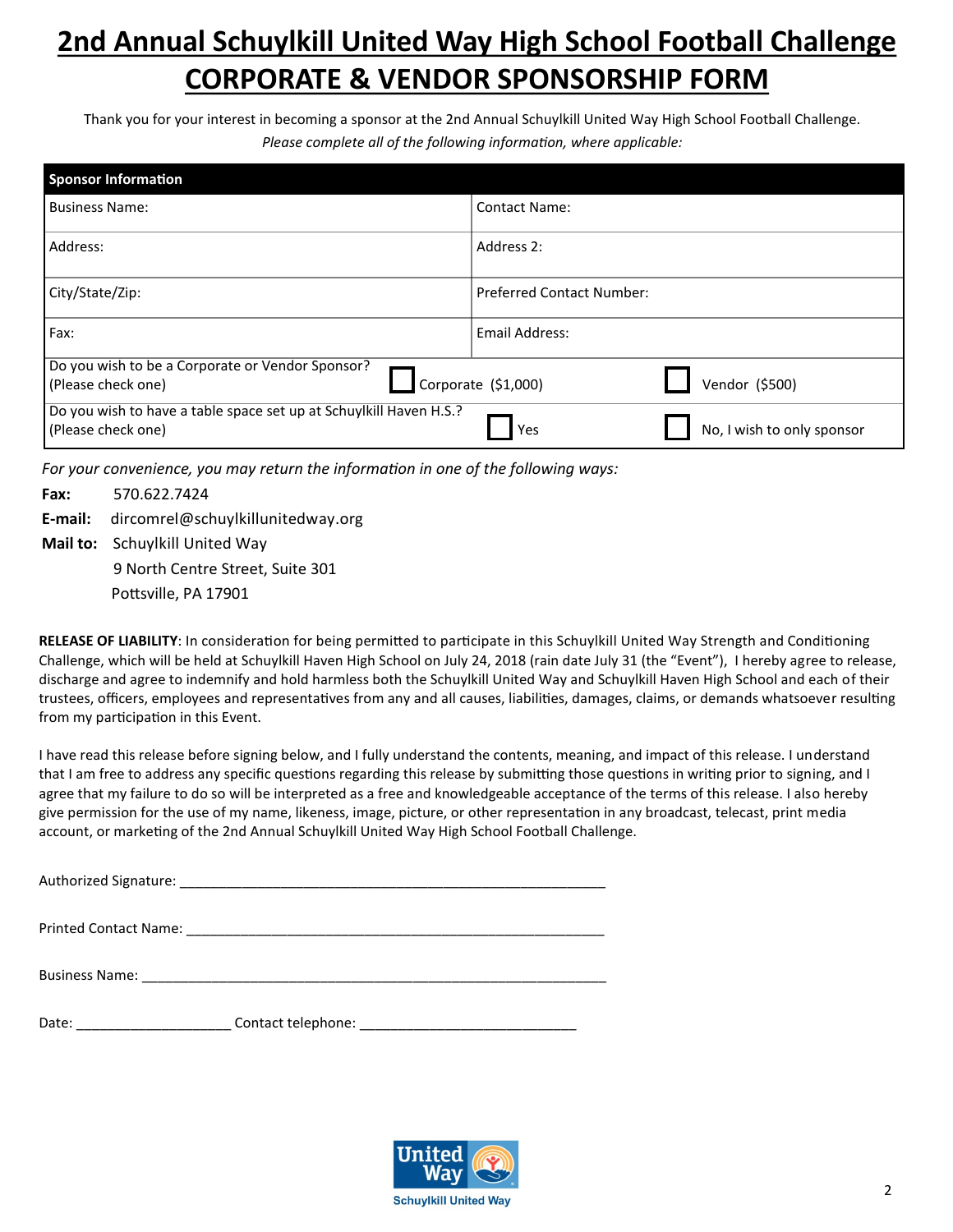# 2nd Annual Schuylkill United Way High School Football Challenge
# CORPORATE & VENDOR SPONSORSHIP FORM

Thank you for your interest in becoming a sponsor at the 2nd Annual Schuylkill United Way High School Football Challenge.

*Please complete all of the following information, where applicable:*

| **Sponsor Information** | | |
|---|---|---|
| Business Name: | Contact Name: | |
| Address: | Address 2: | |
| City/State/Zip: | Preferred Contact Number: | |
| Fax: | Email Address: | |
| Do you wish to be a Corporate or Vendor Sponsor? (Please check one) | ☐ Corporate ($1,000) | ☐ Vendor ($500) |
| Do you wish to have a table space set up at Schuylkill Haven H.S.? (Please check one) | ☐ Yes | ☐ No, I wish to only sponsor |

*For your convenience, you may return the information in one of the following ways:*

**Fax:** 570.622.7424

**E-mail:** dircomrel@schuylkillunitedway.org

**Mail to:** Schuylkill United Way
9 North Centre Street, Suite 301
Pottsville, PA 17901

**RELEASE OF LIABILITY**: In consideration for being permitted to participate in this Schuylkill United Way Strength and Conditioning Challenge, which will be held at Schuylkill Haven High School on July 24, 2018 (rain date July 31 (the "Event"), I hereby agree to release, discharge and agree to indemnify and hold harmless both the Schuylkill United Way and Schuylkill Haven High School and each of their trustees, officers, employees and representatives from any and all causes, liabilities, damages, claims, or demands whatsoever resulting from my participation in this Event.

I have read this release before signing below, and I fully understand the contents, meaning, and impact of this release. I understand that I am free to address any specific questions regarding this release by submitting those questions in writing prior to signing, and I agree that my failure to do so will be interpreted as a free and knowledgeable acceptance of the terms of this release. I also hereby give permission for the use of my name, likeness, image, picture, or other representation in any broadcast, telecast, print media account, or marketing of the 2nd Annual Schuylkill United Way High School Football Challenge.

Authorized Signature: ________________________________________________________

Printed Contact Name: _______________________________________________________

Business Name: _____________________________________________________________

Date: ____________________ Contact telephone: ____________________________

United Way
Schuylkill United Way